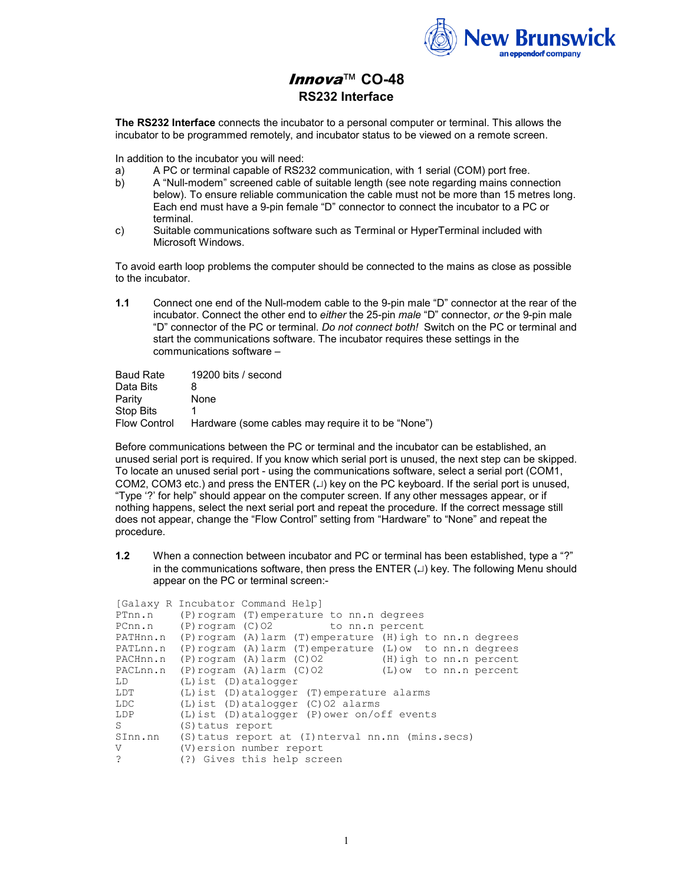New Brunswick
an eppendorf company

# *Innova*™ CO-48

## RS232 Interface

**The RS232 Interface** connects the incubator to a personal computer or terminal. This allows the incubator to be programmed remotely, and incubator status to be viewed on a remote screen.

In addition to the incubator you will need:

a) A PC or terminal capable of RS232 communication, with 1 serial (COM) port free.

b) A "Null-modem" screened cable of suitable length (see note regarding mains connection below). To ensure reliable communication the cable must not be more than 15 metres long. Each end must have a 9-pin female "D" connector to connect the incubator to a PC or terminal.

c) Suitable communications software such as Terminal or HyperTerminal included with Microsoft Windows.

To avoid earth loop problems the computer should be connected to the mains as close as possible to the incubator.

**1.1** Connect one end of the Null-modem cable to the 9-pin male "D" connector at the rear of the incubator. Connect the other end to *either* the 25-pin *male* "D" connector, *or* the 9-pin male "D" connector of the PC or terminal. *Do not connect both!* Switch on the PC or terminal and start the communications software. The incubator requires these settings in the communications software –

| | |
|---|---|
| Baud Rate | 19200 bits / second |
| Data Bits | 8 |
| Parity | None |
| Stop Bits | 1 |
| Flow Control | Hardware (some cables may require it to be "None") |

Before communications between the PC or terminal and the incubator can be established, an unused serial port is required. If you know which serial port is unused, the next step can be skipped. To locate an unused serial port - using the communications software, select a serial port (COM1, COM2, COM3 etc.) and press the ENTER (↵) key on the PC keyboard. If the serial port is unused, "Type '?' for help" should appear on the computer screen. If any other messages appear, or if nothing happens, select the next serial port and repeat the procedure. If the correct message still does not appear, change the "Flow Control" setting from "Hardware" to "None" and repeat the procedure.

**1.2** When a connection between incubator and PC or terminal has been established, type a "?" in the communications software, then press the ENTER (↵) key. The following Menu should appear on the PC or terminal screen:-

```
[Galaxy R Incubator Command Help]
PTnn.n     (P)rogram (T)emperature to nn.n degrees
PCnn.n     (P)rogram (C)O2         to nn.n percent
PATHnn.n   (P)rogram (A)larm (T)emperature (H)igh to nn.n degrees
PATLnn.n   (P)rogram (A)larm (T)emperature (L)ow  to nn.n degrees
PACHnn.n   (P)rogram (A)larm (C)O2         (H)igh to nn.n percent
PACLnn.n   (P)rogram (A)larm (C)O2         (L)ow  to nn.n percent
LD         (L)ist (D)atalogger
LDT        (L)ist (D)atalogger (T)emperature alarms
LDC        (L)ist (D)atalogger (C)O2 alarms
LDP        (L)ist (D)atalogger (P)ower on/off events
S          (S)tatus report
SInn.nn    (S)tatus report at (I)nterval nn.nn (mins.secs)
V          (V)ersion number report
?          (?) Gives this help screen
```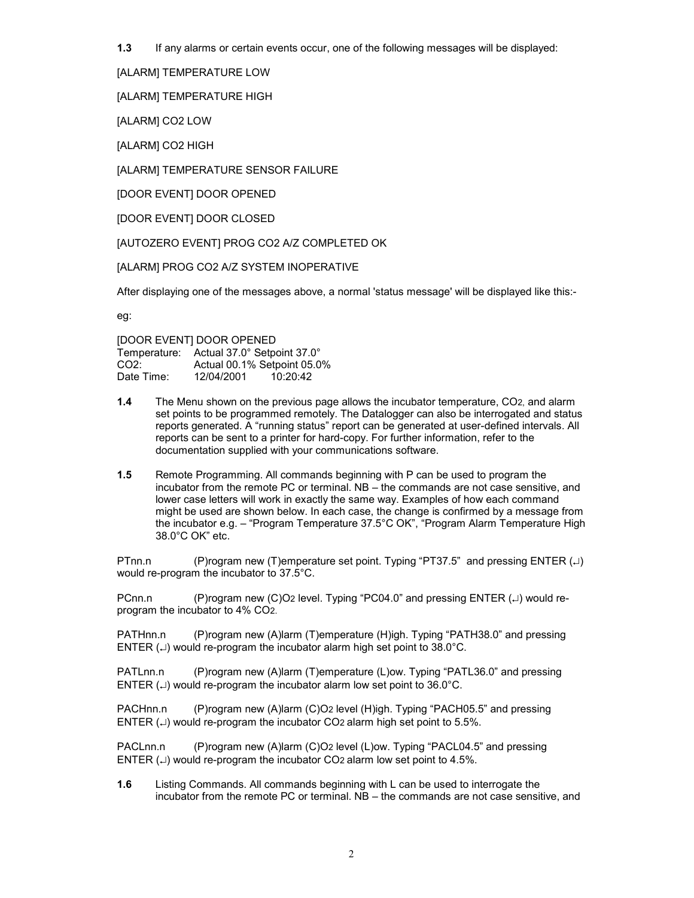**1.3** If any alarms or certain events occur, one of the following messages will be displayed:

[ALARM] TEMPERATURE LOW

[ALARM] TEMPERATURE HIGH

[ALARM] CO2 LOW

[ALARM] CO2 HIGH

[ALARM] TEMPERATURE SENSOR FAILURE

[DOOR EVENT] DOOR OPENED

[DOOR EVENT] DOOR CLOSED

[AUTOZERO EVENT] PROG CO2 A/Z COMPLETED OK

[ALARM] PROG CO2 A/Z SYSTEM INOPERATIVE

After displaying one of the messages above, a normal 'status message' will be displayed like this:-

eg:

```
[DOOR EVENT] DOOR OPENED
Temperature:   Actual 37.0° Setpoint 37.0°
CO2:           Actual 00.1% Setpoint 05.0%
Date Time:     12/04/2001     10:20:42
```

**1.4** The Menu shown on the previous page allows the incubator temperature, $CO_2$, and alarm set points to be programmed remotely. The Datalogger can also be interrogated and status reports generated. A "running status" report can be generated at user-defined intervals. All reports can be sent to a printer for hard-copy. For further information, refer to the documentation supplied with your communications software.

**1.5** Remote Programming. All commands beginning with P can be used to program the incubator from the remote PC or terminal. NB – the commands are not case sensitive, and lower case letters will work in exactly the same way. Examples of how each command might be used are shown below. In each case, the change is confirmed by a message from the incubator e.g. – "Program Temperature 37.5°C OK", "Program Alarm Temperature High 38.0°C OK" etc.

PTnn.n (P)rogram new (T)emperature set point. Typing "PT37.5" and pressing ENTER (↵) would re-program the incubator to 37.5°C.

PCnn.n (P)rogram new (C)O2 level. Typing "PC04.0" and pressing ENTER (↵) would re-program the incubator to 4% $CO_2$.

PATHnn.n (P)rogram new (A)larm (T)emperature (H)igh. Typing "PATH38.0" and pressing ENTER (↵) would re-program the incubator alarm high set point to 38.0°C.

PATLnn.n (P)rogram new (A)larm (T)emperature (L)ow. Typing "PATL36.0" and pressing ENTER (↵) would re-program the incubator alarm low set point to 36.0°C.

PACHnn.n (P)rogram new (A)larm (C)O2 level (H)igh. Typing "PACH05.5" and pressing ENTER (↵) would re-program the incubator $CO_2$ alarm high set point to 5.5%.

PACLnn.n (P)rogram new (A)larm (C)O2 level (L)ow. Typing "PACL04.5" and pressing ENTER (↵) would re-program the incubator $CO_2$ alarm low set point to 4.5%.

**1.6** Listing Commands. All commands beginning with L can be used to interrogate the incubator from the remote PC or terminal. NB – the commands are not case sensitive, and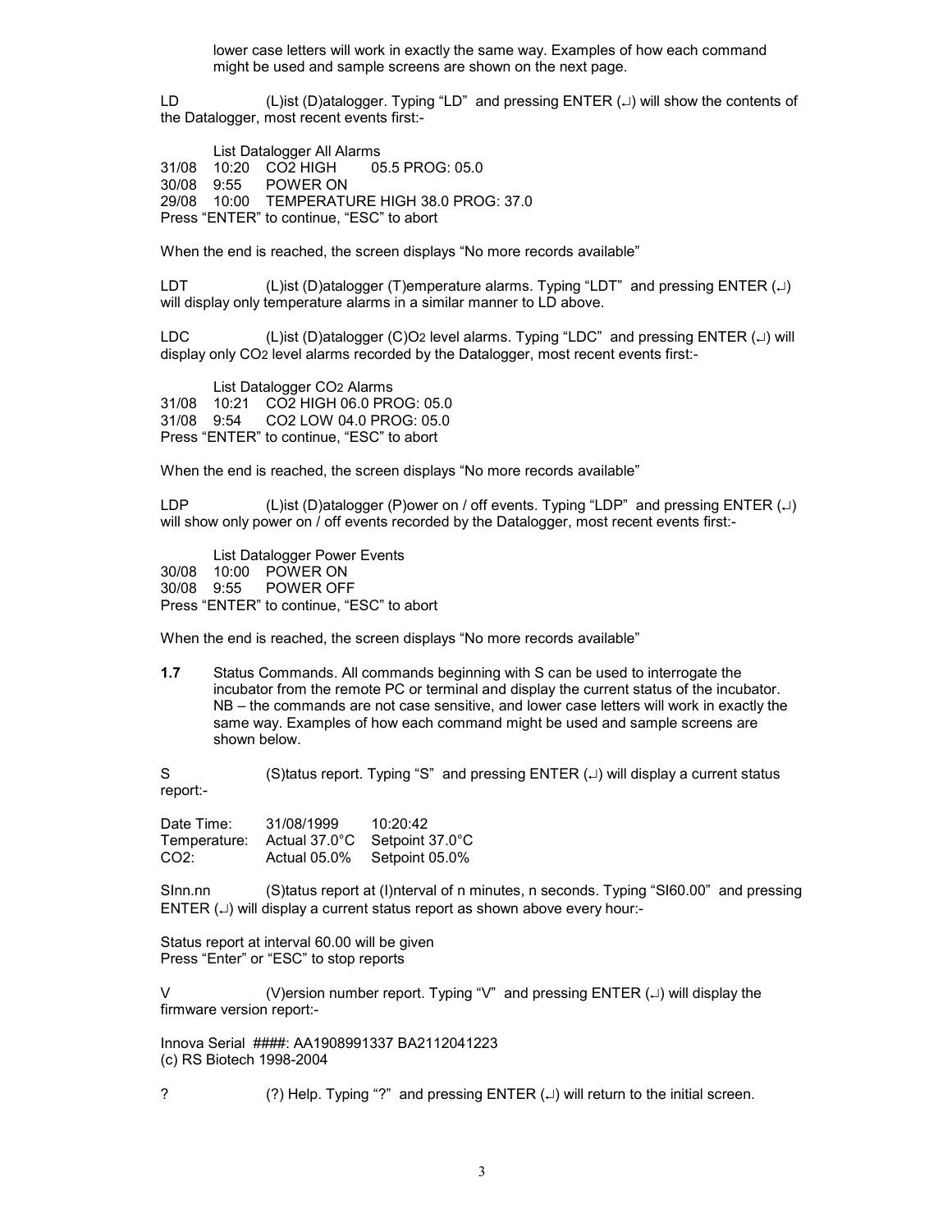lower case letters will work in exactly the same way. Examples of how each command might be used and sample screens are shown on the next page.

LD (L)ist (D)atalogger. Typing "LD" and pressing ENTER (↵) will show the contents of the Datalogger, most recent events first:-

```
        List Datalogger All Alarms
31/08   10:20   CO2 HIGH      05.5 PROG: 05.0
30/08   9:55    POWER ON
29/08   10:00   TEMPERATURE HIGH 38.0 PROG: 37.0
Press "ENTER" to continue, "ESC" to abort
```

When the end is reached, the screen displays "No more records available"

LDT (L)ist (D)atalogger (T)emperature alarms. Typing "LDT" and pressing ENTER (↵) will display only temperature alarms in a similar manner to LD above.

LDC (L)ist (D)atalogger (C)O2 level alarms. Typing "LDC" and pressing ENTER (↵) will display only $CO_2$ level alarms recorded by the Datalogger, most recent events first:-

```
        List Datalogger CO2 Alarms
31/08   10:21   CO2 HIGH 06.0 PROG: 05.0
31/08   9:54    CO2 LOW 04.0 PROG: 05.0
Press "ENTER" to continue, "ESC" to abort
```

When the end is reached, the screen displays "No more records available"

LDP (L)ist (D)atalogger (P)ower on / off events. Typing "LDP" and pressing ENTER (↵) will show only power on / off events recorded by the Datalogger, most recent events first:-

```
        List Datalogger Power Events
30/08   10:00   POWER ON
30/08   9:55    POWER OFF
Press "ENTER" to continue, "ESC" to abort
```

When the end is reached, the screen displays "No more records available"

**1.7** Status Commands. All commands beginning with S can be used to interrogate the incubator from the remote PC or terminal and display the current status of the incubator. NB – the commands are not case sensitive, and lower case letters will work in exactly the same way. Examples of how each command might be used and sample screens are shown below.

S (S)tatus report. Typing "S" and pressing ENTER (↵) will display a current status report:-

```
Date Time:     31/08/1999      10:20:42
Temperature:   Actual 37.0°C   Setpoint 37.0°C
CO2:           Actual 05.0%    Setpoint 05.0%
```

SInn.nn (S)tatus report at (I)nterval of n minutes, n seconds. Typing "SI60.00" and pressing ENTER (↵) will display a current status report as shown above every hour:-

```
Status report at interval 60.00 will be given
Press "Enter" or "ESC" to stop reports
```

V (V)ersion number report. Typing "V" and pressing ENTER (↵) will display the firmware version report:-

```
Innova Serial ####: AA1908991337 BA2112041223
(c) RS Biotech 1998-2004
```

? (?) Help. Typing "?" and pressing ENTER (↵) will return to the initial screen.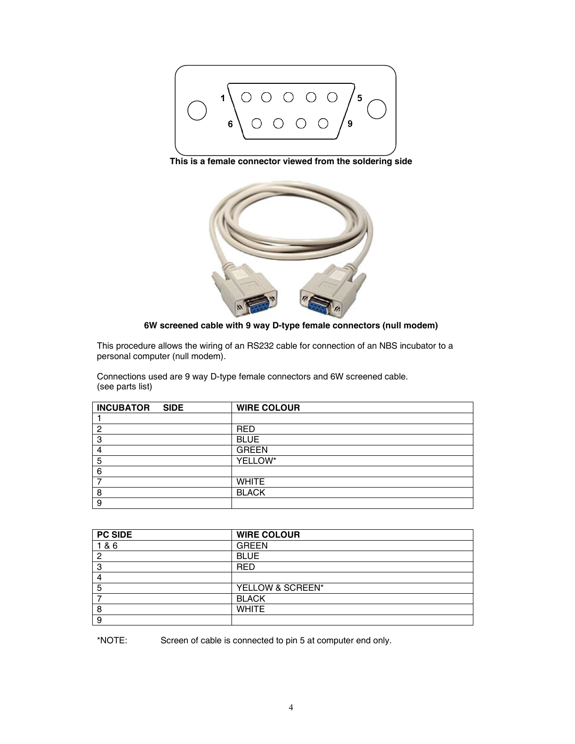1 5

6 9

**This is a female connector viewed from the soldering side**

**6W screened cable with 9 way D-type female connectors (null modem)**

This procedure allows the wiring of an RS232 cable for connection of an NBS incubator to a personal computer (null modem).

Connections used are 9 way D-type female connectors and 6W screened cable.
(see parts list)

| **INCUBATOR SIDE** | **WIRE COLOUR** |
|---|---|
| 1 | |
| 2 | RED |
| 3 | BLUE |
| 4 | GREEN |
| 5 | YELLOW* |
| 6 | |
| 7 | WHITE |
| 8 | BLACK |
| 9 | |

| **PC SIDE** | **WIRE COLOUR** |
|---|---|
| 1 & 6 | GREEN |
| 2 | BLUE |
| 3 | RED |
| 4 | |
| 5 | YELLOW & SCREEN* |
| 7 | BLACK |
| 8 | WHITE |
| 9 | |

*NOTE: Screen of cable is connected to pin 5 at computer end only.